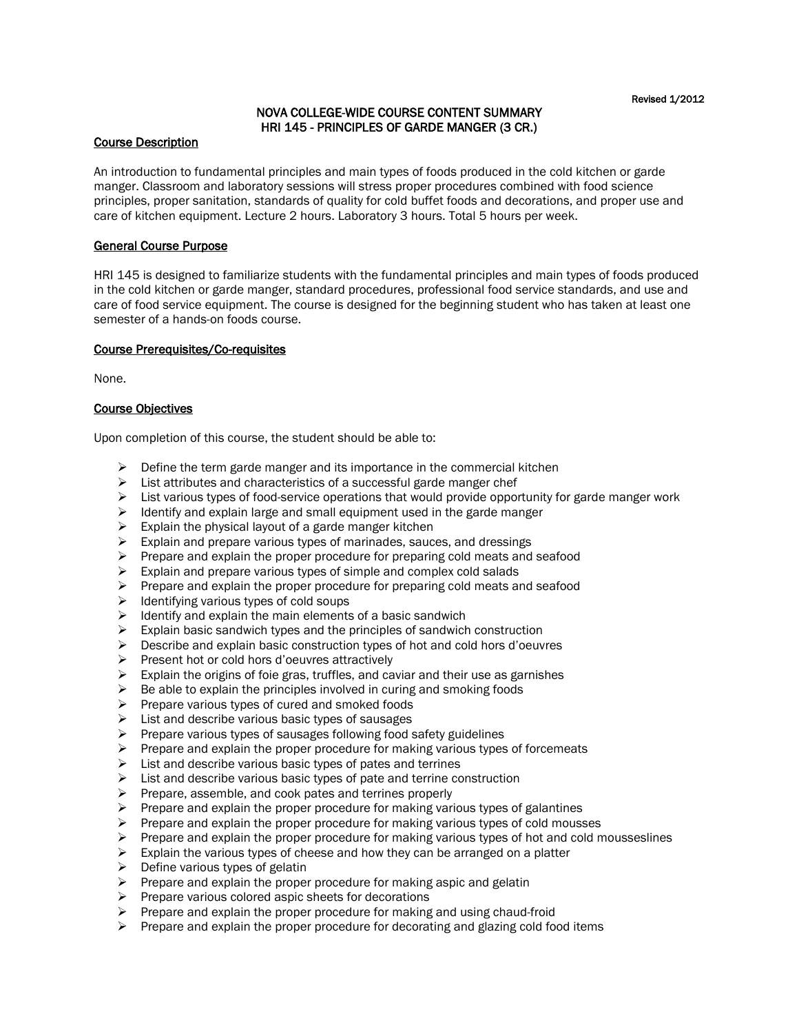Revised 1/2012

# NOVA COLLEGE-WIDE COURSE CONTENT SUMMARY
# HRI 145 - PRINCIPLES OF GARDE MANGER (3 CR.)

## Course Description

An introduction to fundamental principles and main types of foods produced in the cold kitchen or garde manger. Classroom and laboratory sessions will stress proper procedures combined with food science principles, proper sanitation, standards of quality for cold buffet foods and decorations, and proper use and care of kitchen equipment. Lecture 2 hours. Laboratory 3 hours. Total 5 hours per week.

## General Course Purpose

HRI 145 is designed to familiarize students with the fundamental principles and main types of foods produced in the cold kitchen or garde manger, standard procedures, professional food service standards, and use and care of food service equipment. The course is designed for the beginning student who has taken at least one semester of a hands-on foods course.

## Course Prerequisites/Co-requisites

None.

## Course Objectives

Upon completion of this course, the student should be able to:

- Define the term garde manger and its importance in the commercial kitchen
- List attributes and characteristics of a successful garde manger chef
- List various types of food-service operations that would provide opportunity for garde manger work
- Identify and explain large and small equipment used in the garde manger
- Explain the physical layout of a garde manger kitchen
- Explain and prepare various types of marinades, sauces, and dressings
- Prepare and explain the proper procedure for preparing cold meats and seafood
- Explain and prepare various types of simple and complex cold salads
- Prepare and explain the proper procedure for preparing cold meats and seafood
- Identifying various types of cold soups
- Identify and explain the main elements of a basic sandwich
- Explain basic sandwich types and the principles of sandwich construction
- Describe and explain basic construction types of hot and cold hors d'oeuvres
- Present hot or cold hors d'oeuvres attractively
- Explain the origins of foie gras, truffles, and caviar and their use as garnishes
- Be able to explain the principles involved in curing and smoking foods
- Prepare various types of cured and smoked foods
- List and describe various basic types of sausages
- Prepare various types of sausages following food safety guidelines
- Prepare and explain the proper procedure for making various types of forcemeats
- List and describe various basic types of pates and terrines
- List and describe various basic types of pate and terrine construction
- Prepare, assemble, and cook pates and terrines properly
- Prepare and explain the proper procedure for making various types of galantines
- Prepare and explain the proper procedure for making various types of cold mousses
- Prepare and explain the proper procedure for making various types of hot and cold mousselines
- Explain the various types of cheese and how they can be arranged on a platter
- Define various types of gelatin
- Prepare and explain the proper procedure for making aspic and gelatin
- Prepare various colored aspic sheets for decorations
- Prepare and explain the proper procedure for making and using chaud-froid
- Prepare and explain the proper procedure for decorating and glazing cold food items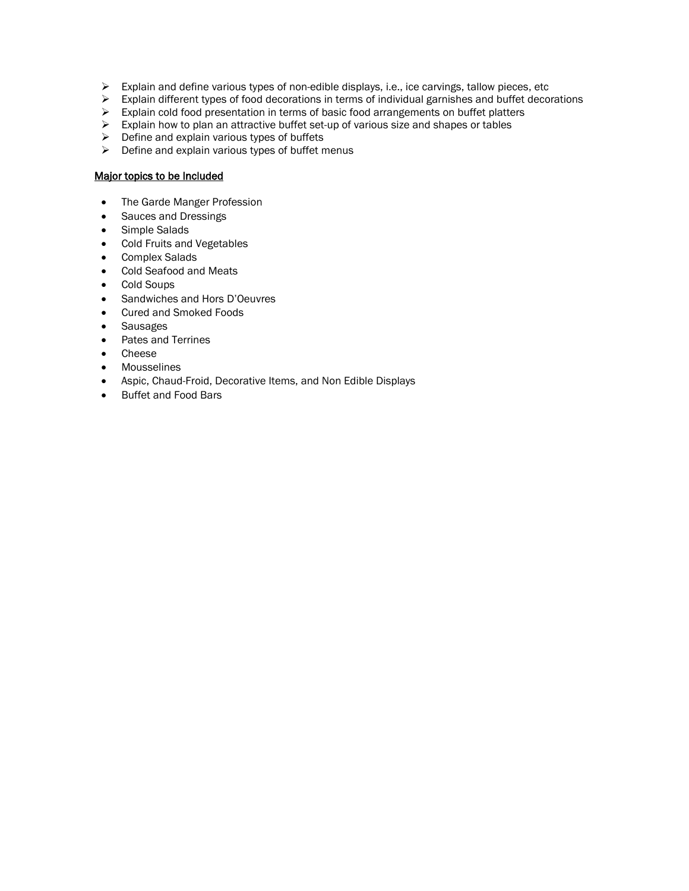- Explain and define various types of non-edible displays, i.e., ice carvings, tallow pieces, etc
- Explain different types of food decorations in terms of individual garnishes and buffet decorations
- Explain cold food presentation in terms of basic food arrangements on buffet platters
- Explain how to plan an attractive buffet set-up of various size and shapes or tables
- Define and explain various types of buffets
- Define and explain various types of buffet menus

<u>Major topics to be Included</u>

- The Garde Manger Profession
- Sauces and Dressings
- Simple Salads
- Cold Fruits and Vegetables
- Complex Salads
- Cold Seafood and Meats
- Cold Soups
- Sandwiches and Hors D'Oeuvres
- Cured and Smoked Foods
- Sausages
- Pates and Terrines
- Cheese
- Mousselines
- Aspic, Chaud-Froid, Decorative Items, and Non Edible Displays
- Buffet and Food Bars